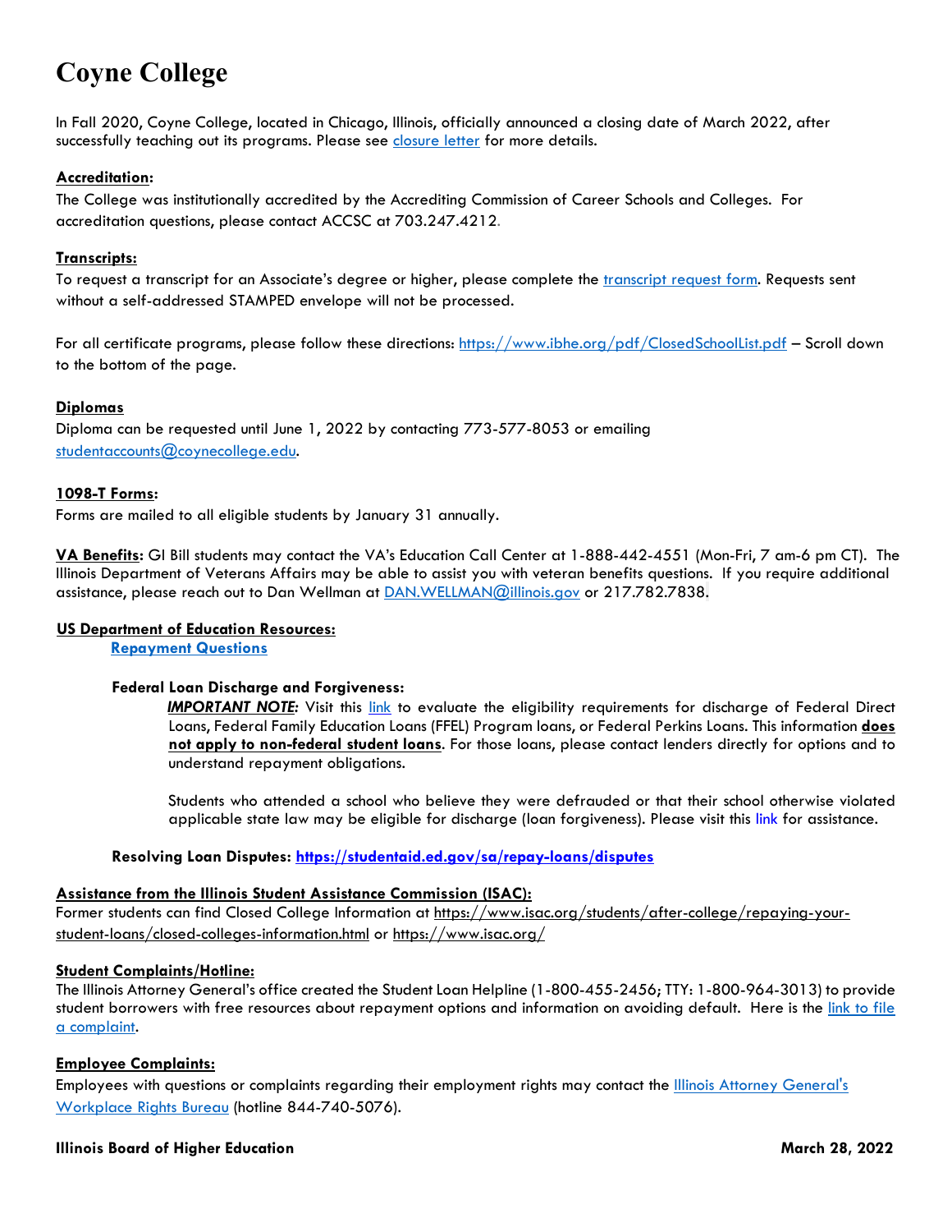# Coyne College

In Fall 2020, Coyne College, located in Chicago, Illinois, officially announced a closing date of March 2022, after successfully teaching out its programs. Please see closure letter for more details.

**Accreditation:**
The College was institutionally accredited by the Accrediting Commission of Career Schools and Colleges. For accreditation questions, please contact ACCSC at 703.247.4212.

**Transcripts:**
To request a transcript for an Associate's degree or higher, please complete the transcript request form. Requests sent without a self-addressed STAMPED envelope will not be processed.

For all certificate programs, please follow these directions: https://www.ibhe.org/pdf/ClosedSchoolList.pdf – Scroll down to the bottom of the page.

**Diplomas**
Diploma can be requested until June 1, 2022 by contacting 773-577-8053 or emailing studentaccounts@coynecollege.edu.

**1098-T Forms:**
Forms are mailed to all eligible students by January 31 annually.

**VA Benefits:** GI Bill students may contact the VA's Education Call Center at 1-888-442-4551 (Mon-Fri, 7 am-6 pm CT). The Illinois Department of Veterans Affairs may be able to assist you with veteran benefits questions. If you require additional assistance, please reach out to Dan Wellman at DAN.WELLMAN@illinois.gov or 217.782.7838.

**US Department of Education Resources:**

**Repayment Questions**

**Federal Loan Discharge and Forgiveness:**

***IMPORTANT NOTE:*** Visit this link to evaluate the eligibility requirements for discharge of Federal Direct Loans, Federal Family Education Loans (FFEL) Program loans, or Federal Perkins Loans. This information **does not apply to non-federal student loans**. For those loans, please contact lenders directly for options and to understand repayment obligations.

Students who attended a school who believe they were defrauded or that their school otherwise violated applicable state law may be eligible for discharge (loan forgiveness). Please visit this link for assistance.

**Resolving Loan Disputes: https://studentaid.ed.gov/sa/repay-loans/disputes**

**Assistance from the Illinois Student Assistance Commission (ISAC):**
Former students can find Closed College Information at https://www.isac.org/students/after-college/repaying-your-student-loans/closed-colleges-information.html or https://www.isac.org/

**Student Complaints/Hotline:**
The Illinois Attorney General's office created the Student Loan Helpline (1-800-455-2456; TTY: 1-800-964-3013) to provide student borrowers with free resources about repayment options and information on avoiding default. Here is the link to file a complaint.

**Employee Complaints:**
Employees with questions or complaints regarding their employment rights may contact the Illinois Attorney General's Workplace Rights Bureau (hotline 844-740-5076).

**Illinois Board of Higher Education** **March 28, 2022**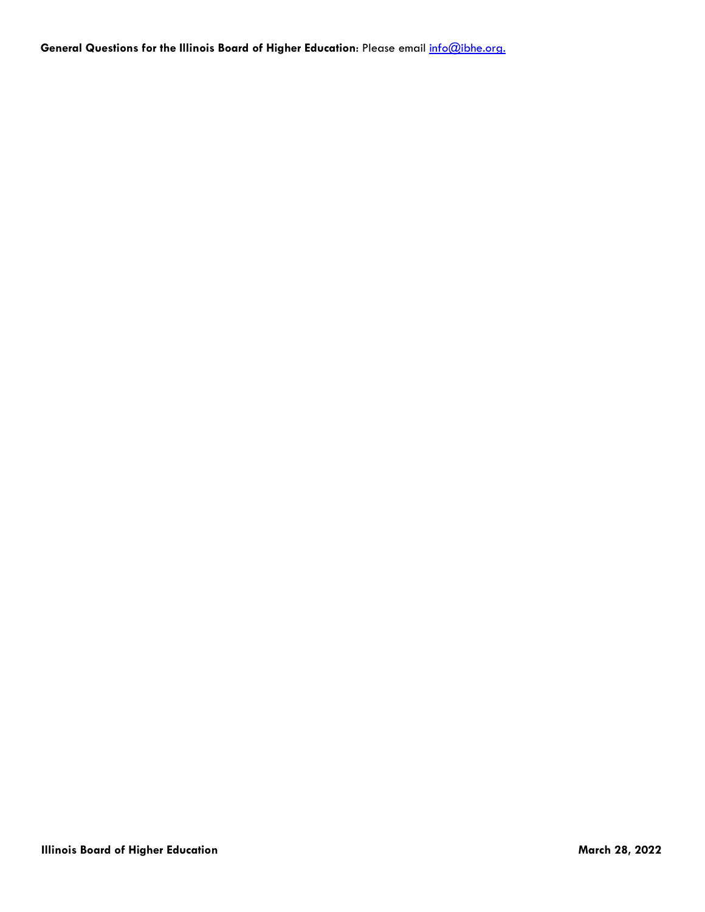**General Questions for the Illinois Board of Higher Education**: Please email info@ibhe.org.